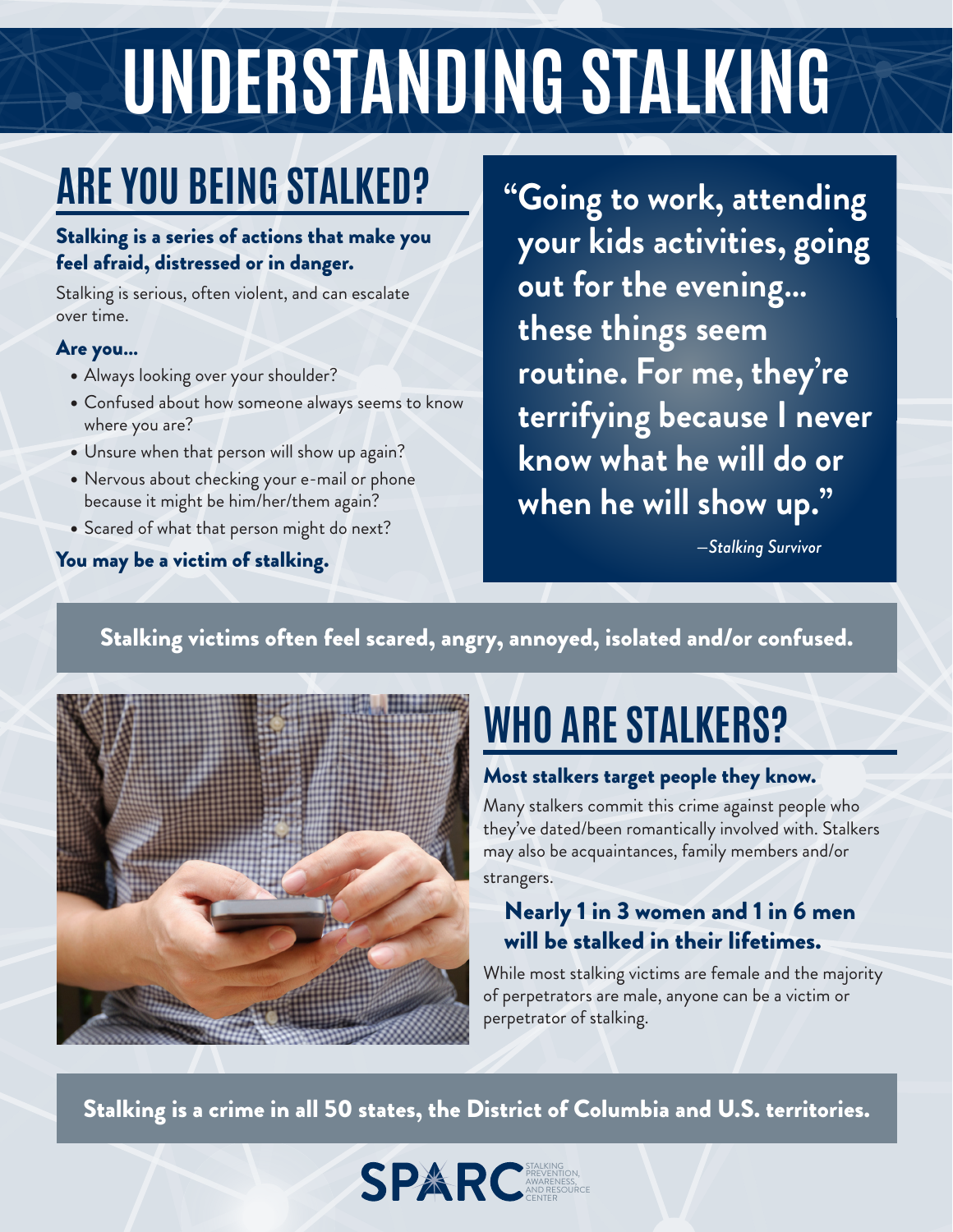# UNDERSTANDING STALKING

## ARE YOU BEING STALKED?

**Stalking is a series of actions that make you feel afraid, distressed or in danger.**

Stalking is serious, often violent, and can escalate over time.

**Are you...**

- Always looking over your shoulder?
- Confused about how someone always seems to know where you are?
- Unsure when that person will show up again?
- Nervous about checking your e-mail or phone because it might be him/her/them again?
- Scared of what that person might do next?

**You may be a victim of stalking.**

> **"Going to work, attending your kids activities, going out for the evening... these things seem routine. For me, they're terrifying because I never know what he will do or when he will show up."**
>
> *—Stalking Survivor*

**Stalking victims often feel scared, angry, annoyed, isolated and/or confused.**

## WHO ARE STALKERS?

**Most stalkers target people they know.**

Many stalkers commit this crime against people who they've dated/been romantically involved with. Stalkers may also be acquaintances, family members and/or strangers.

**Nearly 1 in 3 women and 1 in 6 men will be stalked in their lifetimes.**

While most stalking victims are female and the majority of perpetrators are male, anyone can be a victim or perpetrator of stalking.

**Stalking is a crime in all 50 states, the District of Columbia and U.S. territories.**

SPARC STALKING PREVENTION, AWARENESS, AND RESOURCE CENTER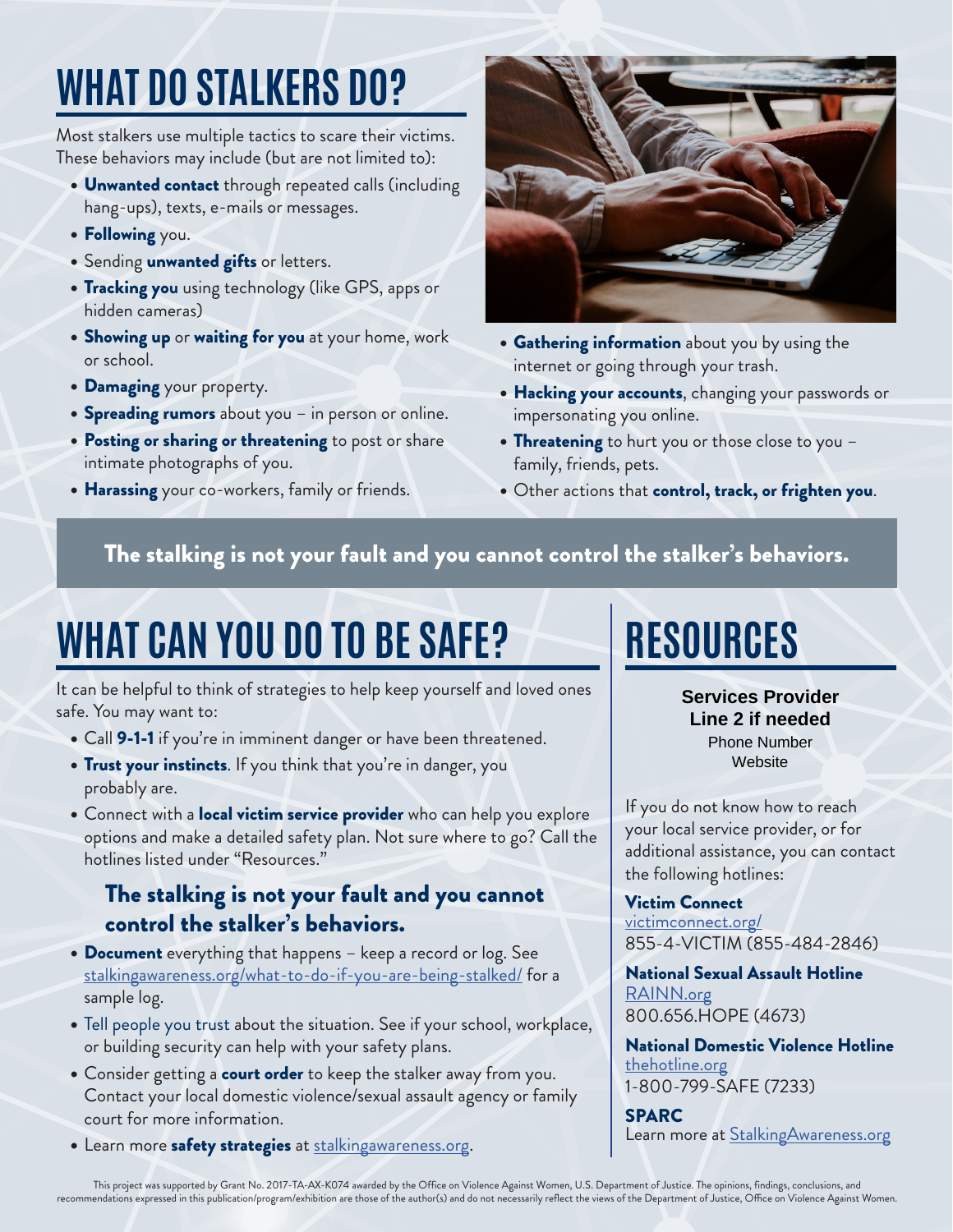# WHAT DO STALKERS DO?

Most stalkers use multiple tactics to scare their victims. These behaviors may include (but are not limited to):

- **Unwanted contact** through repeated calls (including hang-ups), texts, e-mails or messages.
- **Following** you.
- Sending **unwanted gifts** or letters.
- **Tracking you** using technology (like GPS, apps or hidden cameras)
- **Showing up** or **waiting for you** at your home, work or school.
- **Damaging** your property.
- **Spreading rumors** about you – in person or online.
- **Posting or sharing or threatening** to post or share intimate photographs of you.
- **Harassing** your co-workers, family or friends.
- **Gathering information** about you by using the internet or going through your trash.
- **Hacking your accounts**, changing your passwords or impersonating you online.
- **Threatening** to hurt you or those close to you – family, friends, pets.
- Other actions that **control, track, or frighten you**.

**The stalking is not your fault and you cannot control the stalker's behaviors.**

# WHAT CAN YOU DO TO BE SAFE?

It can be helpful to think of strategies to help keep yourself and loved ones safe. You may want to:

- Call **9-1-1** if you're in imminent danger or have been threatened.
- **Trust your instincts**. If you think that you're in danger, you probably are.
- Connect with a **local victim service provider** who can help you explore options and make a detailed safety plan. Not sure where to go? Call the hotlines listed under "Resources."

### The stalking is not your fault and you cannot control the stalker's behaviors.

- **Document** everything that happens – keep a record or log. See stalkingawareness.org/what-to-do-if-you-are-being-stalked/ for a sample log.
- Tell people you trust about the situation. See if your school, workplace, or building security can help with your safety plans.
- Consider getting a **court order** to keep the stalker away from you. Contact your local domestic violence/sexual assault agency or family court for more information.
- Learn more **safety strategies** at stalkingawareness.org.

# RESOURCES

**Services Provider**
**Line 2 if needed**
Phone Number
Website

If you do not know how to reach your local service provider, or for additional assistance, you can contact the following hotlines:

**Victim Connect**
victimconnect.org/
855-4-VICTIM (855-484-2846)

**National Sexual Assault Hotline**
RAINN.org
800.656.HOPE (4673)

**National Domestic Violence Hotline**
thehotline.org
1-800-799-SAFE (7233)

**SPARC**
Learn more at StalkingAwareness.org

This project was supported by Grant No. 2017-TA-AX-K074 awarded by the Office on Violence Against Women, U.S. Department of Justice. The opinions, findings, conclusions, and recommendations expressed in this publication/program/exhibition are those of the author(s) and do not necessarily reflect the views of the Department of Justice, Office on Violence Against Women.